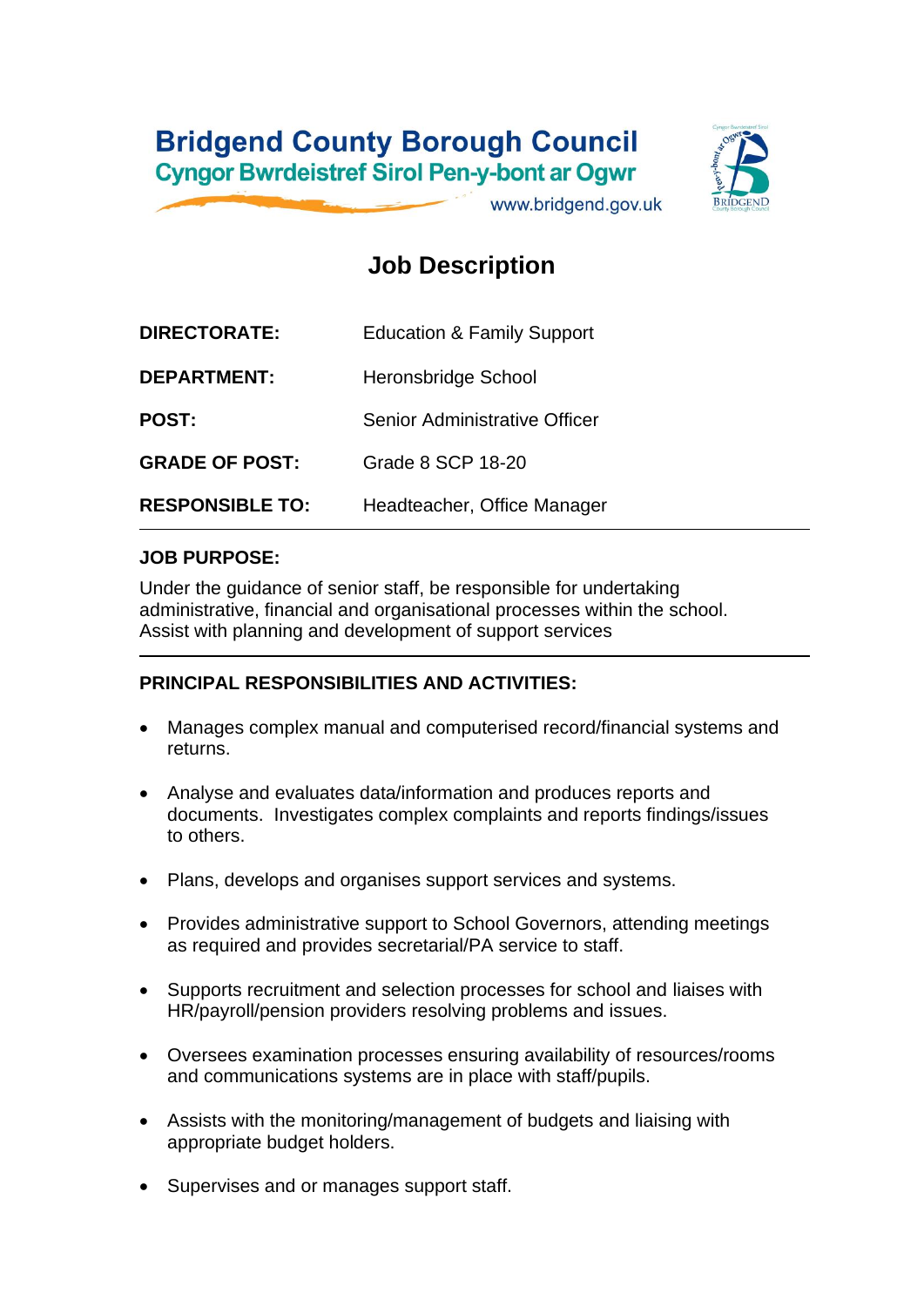**Bridgend County Borough Council**
**Cyngor Bwrdeistref Sirol Pen-y-bont ar Ogwr**
www.bridgend.gov.uk

# Job Description

| | |
|---|---|
| **DIRECTORATE:** | Education & Family Support |
| **DEPARTMENT:** | Heronsbridge School |
| **POST:** | Senior Administrative Officer |
| **GRADE OF POST:** | Grade 8 SCP 18-20 |
| **RESPONSIBLE TO:** | Headteacher, Office Manager |

**JOB PURPOSE:**

Under the guidance of senior staff, be responsible for undertaking administrative, financial and organisational processes within the school. Assist with planning and development of support services

**PRINCIPAL RESPONSIBILITIES AND ACTIVITIES:**

- Manages complex manual and computerised record/financial systems and returns.
- Analyse and evaluates data/information and produces reports and documents. Investigates complex complaints and reports findings/issues to others.
- Plans, develops and organises support services and systems.
- Provides administrative support to School Governors, attending meetings as required and provides secretarial/PA service to staff.
- Supports recruitment and selection processes for school and liaises with HR/payroll/pension providers resolving problems and issues.
- Oversees examination processes ensuring availability of resources/rooms and communications systems are in place with staff/pupils.
- Assists with the monitoring/management of budgets and liaising with appropriate budget holders.
- Supervises and or manages support staff.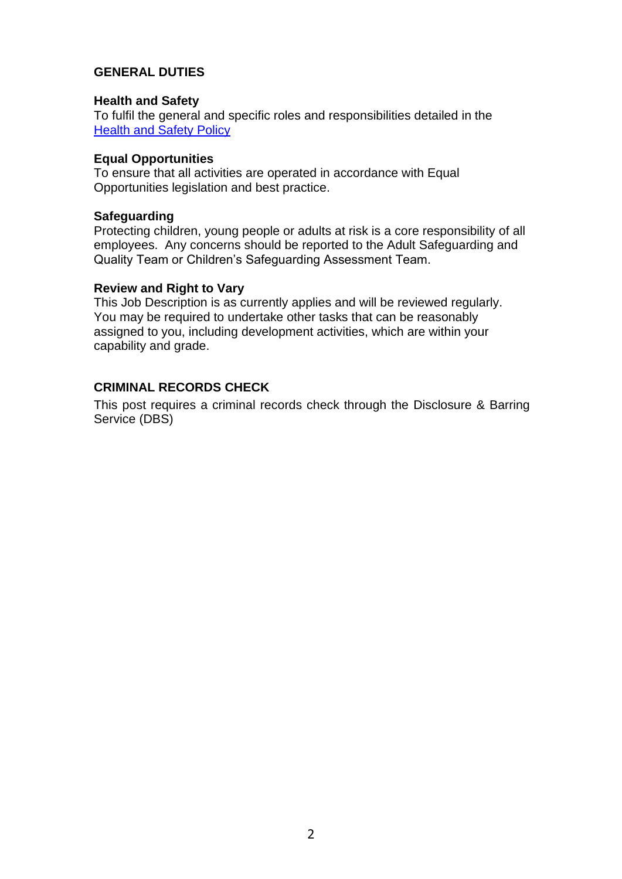## GENERAL DUTIES

### Health and Safety

To fulfil the general and specific roles and responsibilities detailed in the [Health and Safety Policy]

### Equal Opportunities

To ensure that all activities are operated in accordance with Equal Opportunities legislation and best practice.

### Safeguarding

Protecting children, young people or adults at risk is a core responsibility of all employees. Any concerns should be reported to the Adult Safeguarding and Quality Team or Children's Safeguarding Assessment Team.

### Review and Right to Vary

This Job Description is as currently applies and will be reviewed regularly. You may be required to undertake other tasks that can be reasonably assigned to you, including development activities, which are within your capability and grade.

## CRIMINAL RECORDS CHECK

This post requires a criminal records check through the Disclosure & Barring Service (DBS)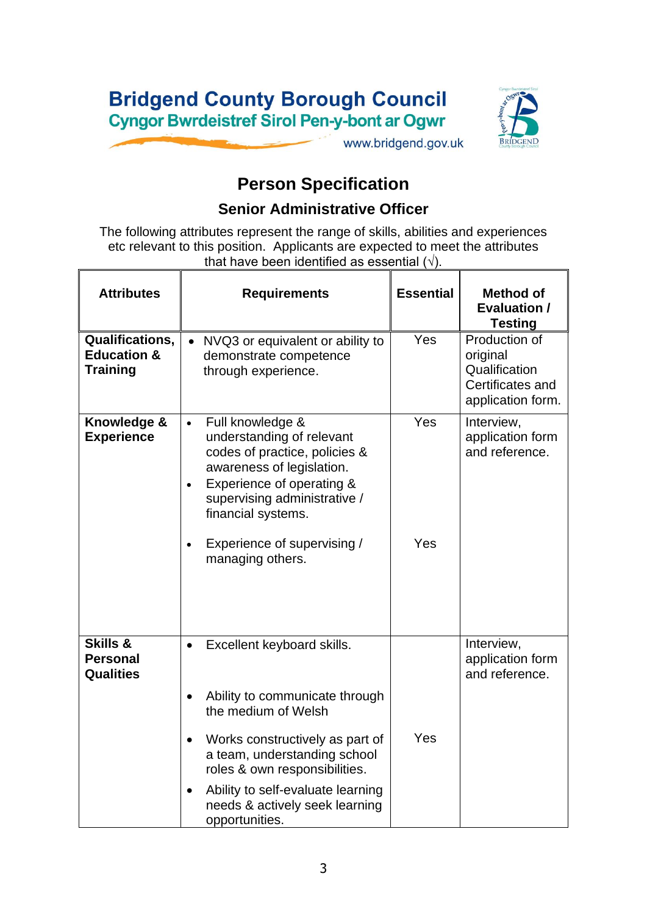**Bridgend County Borough Council**
**Cyngor Bwrdeistref Sirol Pen-y-bont ar Ogwr**
www.bridgend.gov.uk

# Person Specification

## Senior Administrative Officer

The following attributes represent the range of skills, abilities and experiences etc relevant to this position. Applicants are expected to meet the attributes that have been identified as essential (√).

| Attributes | Requirements | Essential | Method of Evaluation / Testing |
|---|---|---|---|
| **Qualifications, Education & Training** | • NVQ3 or equivalent or ability to demonstrate competence through experience. | Yes | Production of original Qualification Certificates and application form. |
| **Knowledge & Experience** | • Full knowledge & understanding of relevant codes of practice, policies & awareness of legislation.<br>• Experience of operating & supervising administrative / financial systems.<br>• Experience of supervising / managing others. | Yes<br><br>Yes | Interview, application form and reference. |
| **Skills & Personal Qualities** | • Excellent keyboard skills.<br>• Ability to communicate through the medium of Welsh<br>• Works constructively as part of a team, understanding school roles & own responsibilities.<br>• Ability to self-evaluate learning needs & actively seek learning opportunities. | Yes | Interview, application form and reference. |